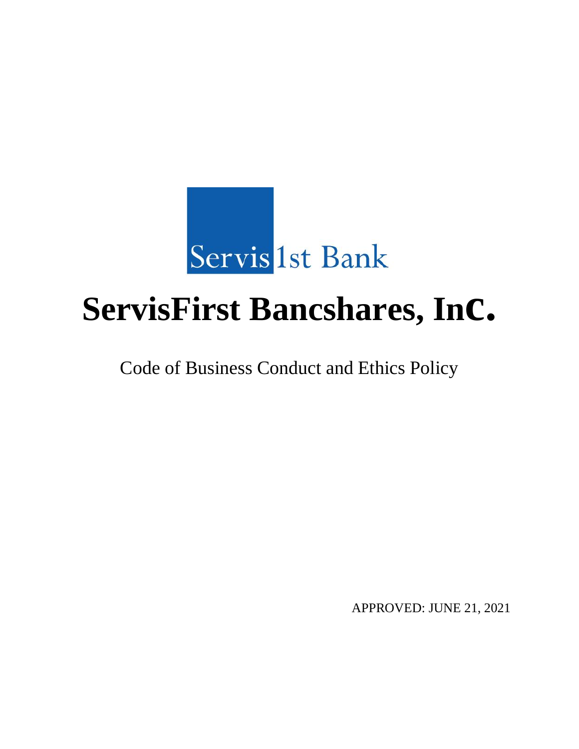Servis 1st Bank

# ServisFirst Bancshares, Inc.

Code of Business Conduct and Ethics Policy

APPROVED: JUNE 21, 2021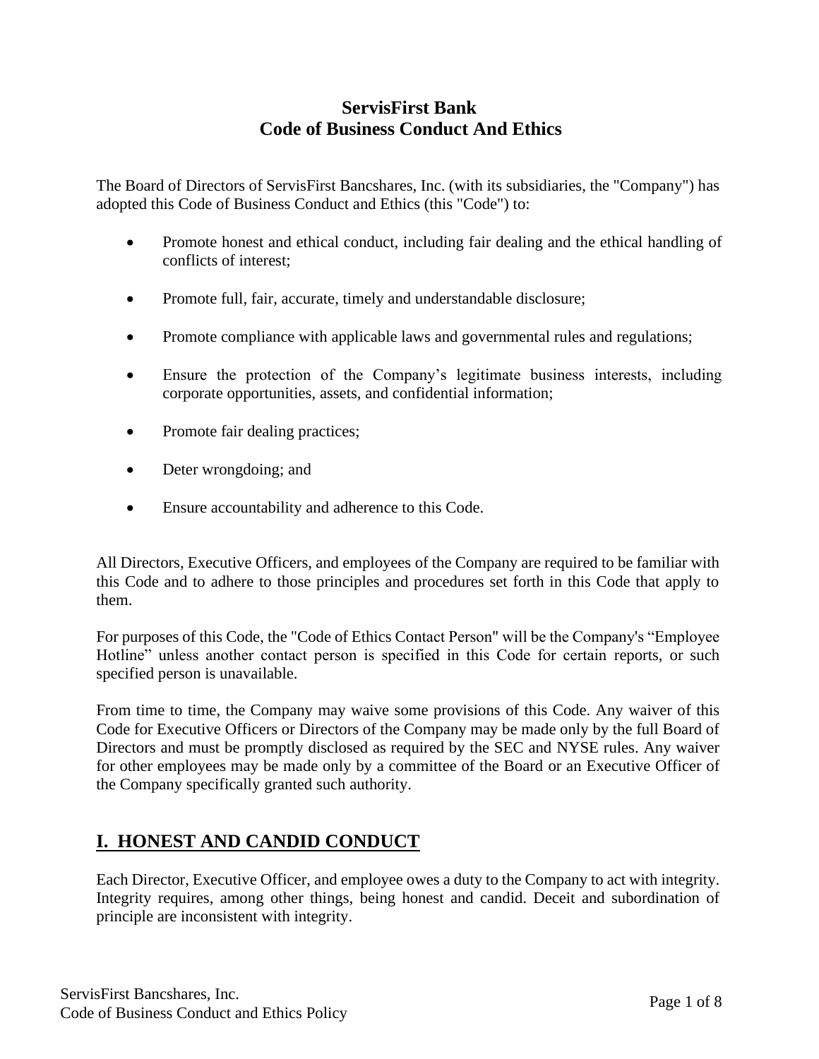# ServisFirst Bank
# Code of Business Conduct And Ethics

The Board of Directors of ServisFirst Bancshares, Inc. (with its subsidiaries, the "Company") has adopted this Code of Business Conduct and Ethics (this "Code") to:

- Promote honest and ethical conduct, including fair dealing and the ethical handling of conflicts of interest;
- Promote full, fair, accurate, timely and understandable disclosure;
- Promote compliance with applicable laws and governmental rules and regulations;
- Ensure the protection of the Company's legitimate business interests, including corporate opportunities, assets, and confidential information;
- Promote fair dealing practices;
- Deter wrongdoing; and
- Ensure accountability and adherence to this Code.

All Directors, Executive Officers, and employees of the Company are required to be familiar with this Code and to adhere to those principles and procedures set forth in this Code that apply to them.

For purposes of this Code, the "Code of Ethics Contact Person" will be the Company's "Employee Hotline" unless another contact person is specified in this Code for certain reports, or such specified person is unavailable.

From time to time, the Company may waive some provisions of this Code. Any waiver of this Code for Executive Officers or Directors of the Company may be made only by the full Board of Directors and must be promptly disclosed as required by the SEC and NYSE rules. Any waiver for other employees may be made only by a committee of the Board or an Executive Officer of the Company specifically granted such authority.

## I. HONEST AND CANDID CONDUCT

Each Director, Executive Officer, and employee owes a duty to the Company to act with integrity. Integrity requires, among other things, being honest and candid. Deceit and subordination of principle are inconsistent with integrity.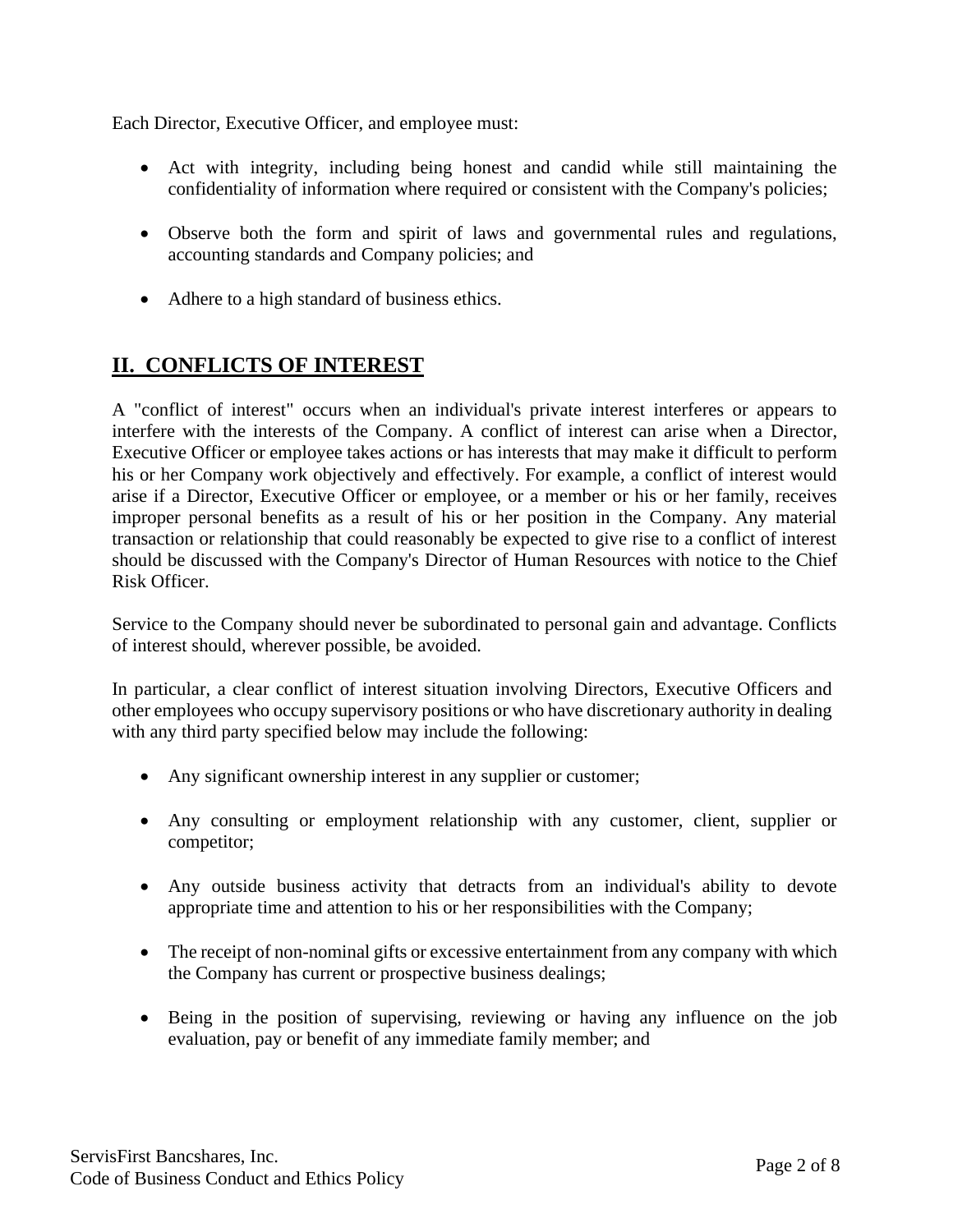Each Director, Executive Officer, and employee must:

- Act with integrity, including being honest and candid while still maintaining the confidentiality of information where required or consistent with the Company's policies;

- Observe both the form and spirit of laws and governmental rules and regulations, accounting standards and Company policies; and

- Adhere to a high standard of business ethics.

## II. CONFLICTS OF INTEREST

A "conflict of interest" occurs when an individual's private interest interferes or appears to interfere with the interests of the Company. A conflict of interest can arise when a Director, Executive Officer or employee takes actions or has interests that may make it difficult to perform his or her Company work objectively and effectively. For example, a conflict of interest would arise if a Director, Executive Officer or employee, or a member or his or her family, receives improper personal benefits as a result of his or her position in the Company. Any material transaction or relationship that could reasonably be expected to give rise to a conflict of interest should be discussed with the Company's Director of Human Resources with notice to the Chief Risk Officer.

Service to the Company should never be subordinated to personal gain and advantage. Conflicts of interest should, wherever possible, be avoided.

In particular, a clear conflict of interest situation involving Directors, Executive Officers and other employees who occupy supervisory positions or who have discretionary authority in dealing with any third party specified below may include the following:

- Any significant ownership interest in any supplier or customer;

- Any consulting or employment relationship with any customer, client, supplier or competitor;

- Any outside business activity that detracts from an individual's ability to devote appropriate time and attention to his or her responsibilities with the Company;

- The receipt of non-nominal gifts or excessive entertainment from any company with which the Company has current or prospective business dealings;

- Being in the position of supervising, reviewing or having any influence on the job evaluation, pay or benefit of any immediate family member; and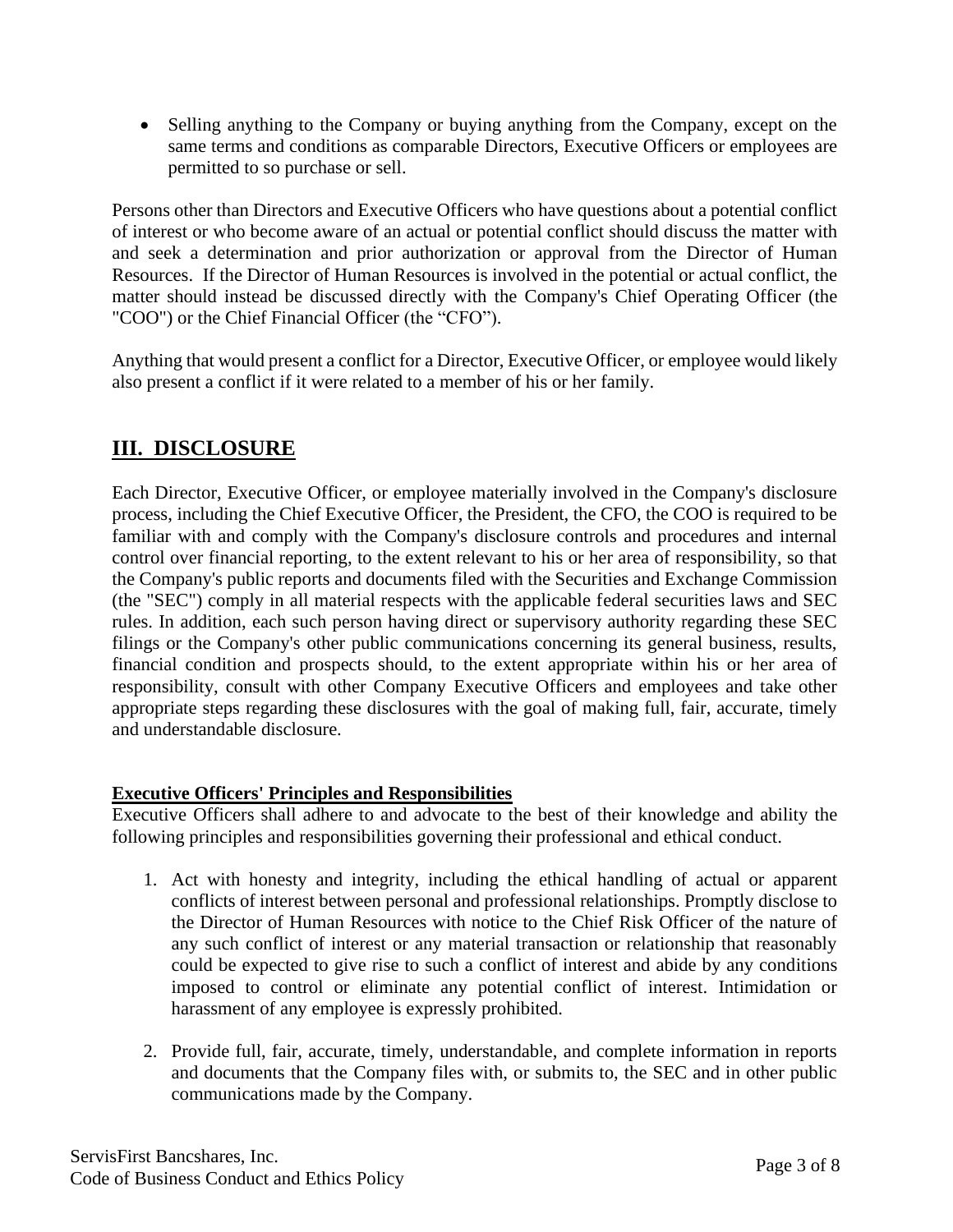- Selling anything to the Company or buying anything from the Company, except on the same terms and conditions as comparable Directors, Executive Officers or employees are permitted to so purchase or sell.

Persons other than Directors and Executive Officers who have questions about a potential conflict of interest or who become aware of an actual or potential conflict should discuss the matter with and seek a determination and prior authorization or approval from the Director of Human Resources. If the Director of Human Resources is involved in the potential or actual conflict, the matter should instead be discussed directly with the Company's Chief Operating Officer (the "COO") or the Chief Financial Officer (the "CFO").

Anything that would present a conflict for a Director, Executive Officer, or employee would likely also present a conflict if it were related to a member of his or her family.

## III. DISCLOSURE

Each Director, Executive Officer, or employee materially involved in the Company's disclosure process, including the Chief Executive Officer, the President, the CFO, the COO is required to be familiar with and comply with the Company's disclosure controls and procedures and internal control over financial reporting, to the extent relevant to his or her area of responsibility, so that the Company's public reports and documents filed with the Securities and Exchange Commission (the "SEC") comply in all material respects with the applicable federal securities laws and SEC rules. In addition, each such person having direct or supervisory authority regarding these SEC filings or the Company's other public communications concerning its general business, results, financial condition and prospects should, to the extent appropriate within his or her area of responsibility, consult with other Company Executive Officers and employees and take other appropriate steps regarding these disclosures with the goal of making full, fair, accurate, timely and understandable disclosure.

### Executive Officers' Principles and Responsibilities

Executive Officers shall adhere to and advocate to the best of their knowledge and ability the following principles and responsibilities governing their professional and ethical conduct.

1. Act with honesty and integrity, including the ethical handling of actual or apparent conflicts of interest between personal and professional relationships. Promptly disclose to the Director of Human Resources with notice to the Chief Risk Officer of the nature of any such conflict of interest or any material transaction or relationship that reasonably could be expected to give rise to such a conflict of interest and abide by any conditions imposed to control or eliminate any potential conflict of interest. Intimidation or harassment of any employee is expressly prohibited.

2. Provide full, fair, accurate, timely, understandable, and complete information in reports and documents that the Company files with, or submits to, the SEC and in other public communications made by the Company.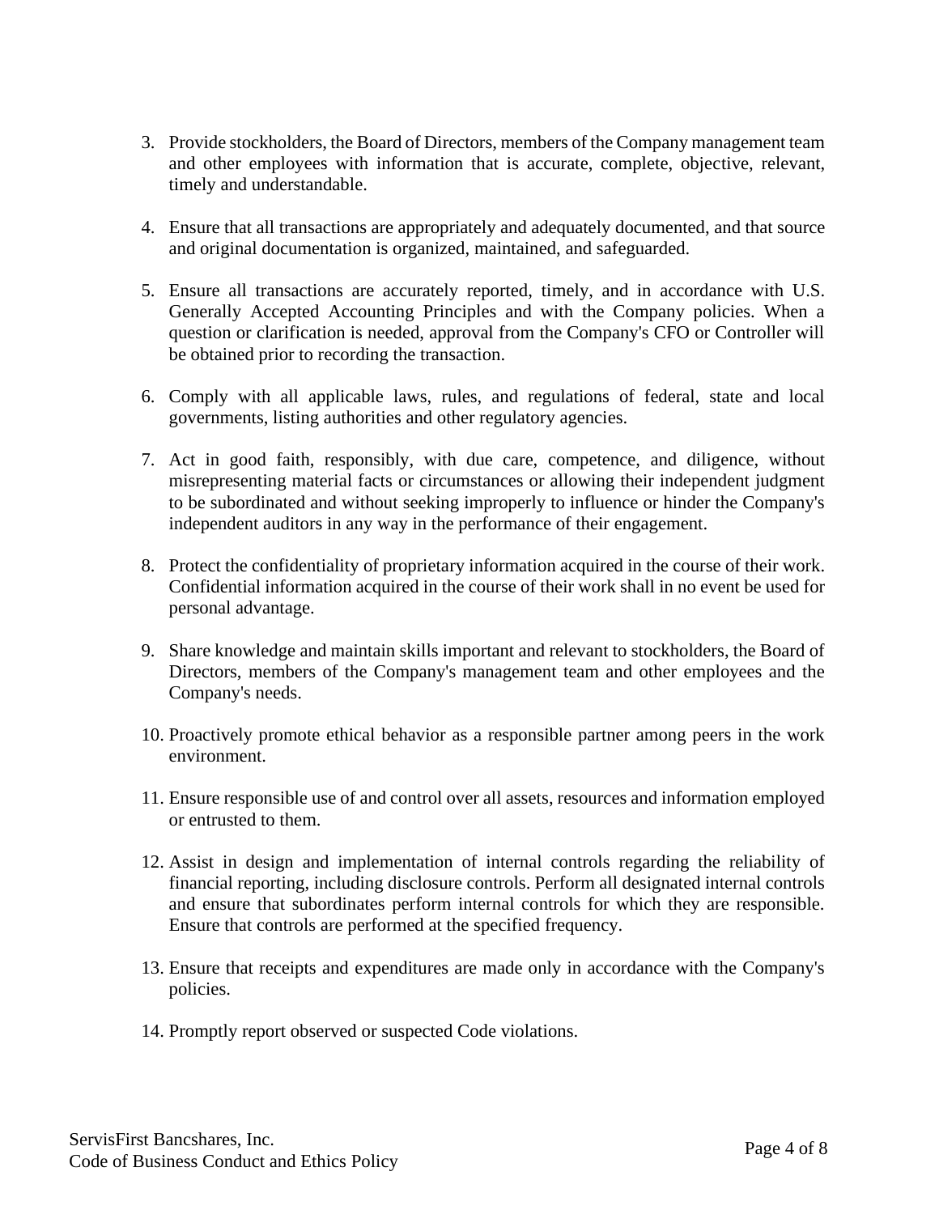3. Provide stockholders, the Board of Directors, members of the Company management team and other employees with information that is accurate, complete, objective, relevant, timely and understandable.

4. Ensure that all transactions are appropriately and adequately documented, and that source and original documentation is organized, maintained, and safeguarded.

5. Ensure all transactions are accurately reported, timely, and in accordance with U.S. Generally Accepted Accounting Principles and with the Company policies. When a question or clarification is needed, approval from the Company's CFO or Controller will be obtained prior to recording the transaction.

6. Comply with all applicable laws, rules, and regulations of federal, state and local governments, listing authorities and other regulatory agencies.

7. Act in good faith, responsibly, with due care, competence, and diligence, without misrepresenting material facts or circumstances or allowing their independent judgment to be subordinated and without seeking improperly to influence or hinder the Company's independent auditors in any way in the performance of their engagement.

8. Protect the confidentiality of proprietary information acquired in the course of their work. Confidential information acquired in the course of their work shall in no event be used for personal advantage.

9. Share knowledge and maintain skills important and relevant to stockholders, the Board of Directors, members of the Company's management team and other employees and the Company's needs.

10. Proactively promote ethical behavior as a responsible partner among peers in the work environment.

11. Ensure responsible use of and control over all assets, resources and information employed or entrusted to them.

12. Assist in design and implementation of internal controls regarding the reliability of financial reporting, including disclosure controls. Perform all designated internal controls and ensure that subordinates perform internal controls for which they are responsible. Ensure that controls are performed at the specified frequency.

13. Ensure that receipts and expenditures are made only in accordance with the Company's policies.

14. Promptly report observed or suspected Code violations.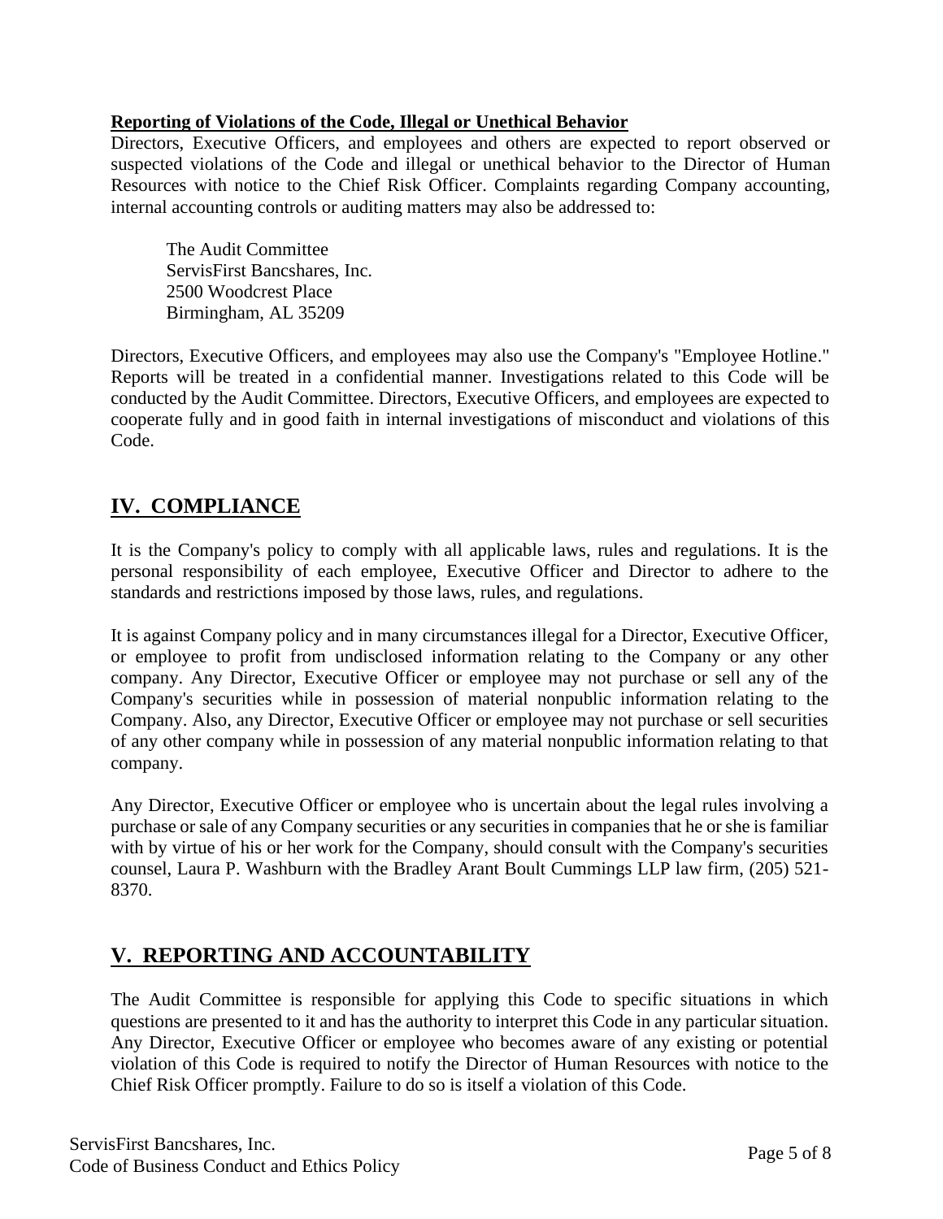**Reporting of Violations of the Code, Illegal or Unethical Behavior**

Directors, Executive Officers, and employees and others are expected to report observed or suspected violations of the Code and illegal or unethical behavior to the Director of Human Resources with notice to the Chief Risk Officer. Complaints regarding Company accounting, internal accounting controls or auditing matters may also be addressed to:

The Audit Committee
ServisFirst Bancshares, Inc.
2500 Woodcrest Place
Birmingham, AL 35209

Directors, Executive Officers, and employees may also use the Company's "Employee Hotline." Reports will be treated in a confidential manner. Investigations related to this Code will be conducted by the Audit Committee. Directors, Executive Officers, and employees are expected to cooperate fully and in good faith in internal investigations of misconduct and violations of this Code.

## IV. COMPLIANCE

It is the Company's policy to comply with all applicable laws, rules and regulations. It is the personal responsibility of each employee, Executive Officer and Director to adhere to the standards and restrictions imposed by those laws, rules, and regulations.

It is against Company policy and in many circumstances illegal for a Director, Executive Officer, or employee to profit from undisclosed information relating to the Company or any other company. Any Director, Executive Officer or employee may not purchase or sell any of the Company's securities while in possession of material nonpublic information relating to the Company. Also, any Director, Executive Officer or employee may not purchase or sell securities of any other company while in possession of any material nonpublic information relating to that company.

Any Director, Executive Officer or employee who is uncertain about the legal rules involving a purchase or sale of any Company securities or any securities in companies that he or she is familiar with by virtue of his or her work for the Company, should consult with the Company's securities counsel, Laura P. Washburn with the Bradley Arant Boult Cummings LLP law firm, (205) 521-8370.

## V. REPORTING AND ACCOUNTABILITY

The Audit Committee is responsible for applying this Code to specific situations in which questions are presented to it and has the authority to interpret this Code in any particular situation. Any Director, Executive Officer or employee who becomes aware of any existing or potential violation of this Code is required to notify the Director of Human Resources with notice to the Chief Risk Officer promptly. Failure to do so is itself a violation of this Code.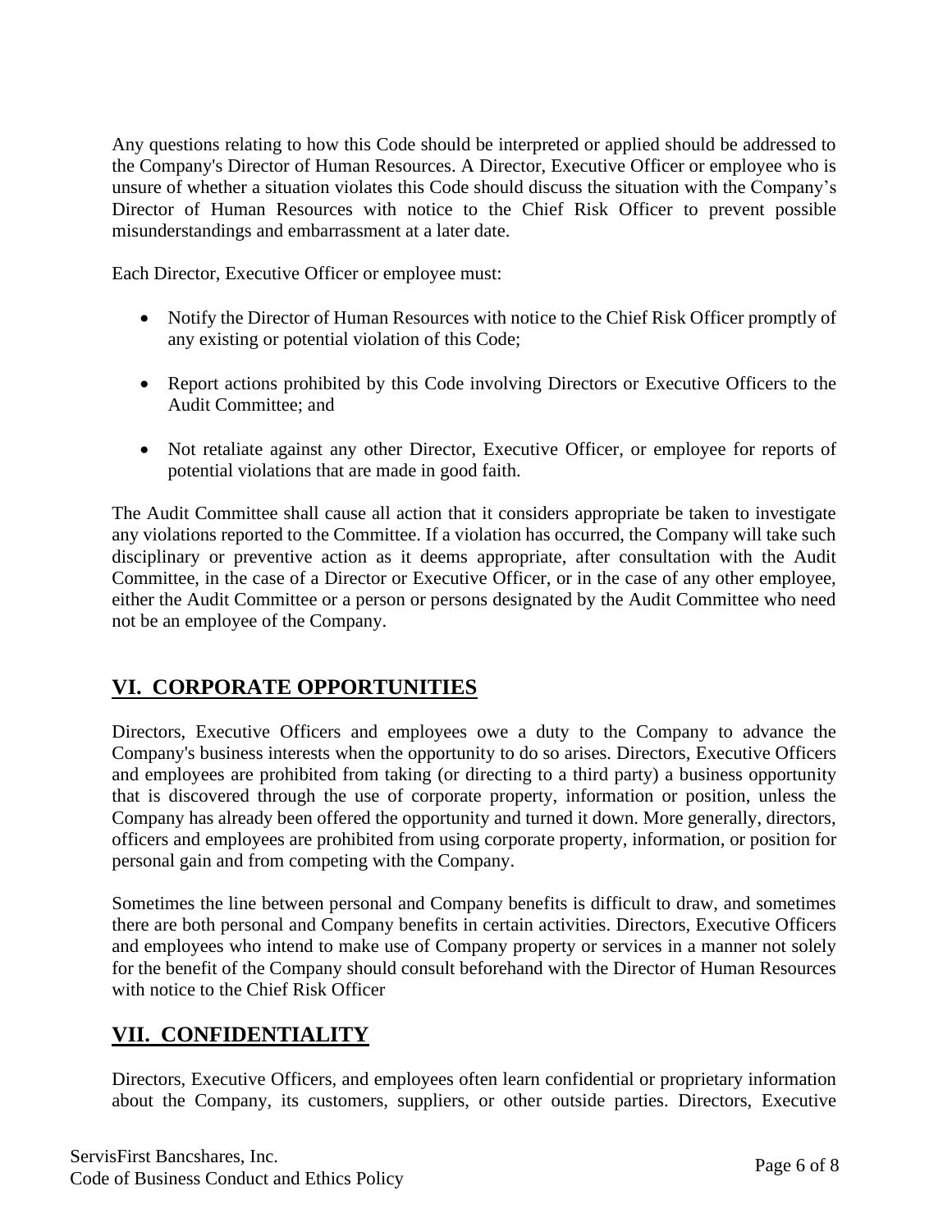Any questions relating to how this Code should be interpreted or applied should be addressed to the Company's Director of Human Resources. A Director, Executive Officer or employee who is unsure of whether a situation violates this Code should discuss the situation with the Company's Director of Human Resources with notice to the Chief Risk Officer to prevent possible misunderstandings and embarrassment at a later date.

Each Director, Executive Officer or employee must:

- Notify the Director of Human Resources with notice to the Chief Risk Officer promptly of any existing or potential violation of this Code;
- Report actions prohibited by this Code involving Directors or Executive Officers to the Audit Committee; and
- Not retaliate against any other Director, Executive Officer, or employee for reports of potential violations that are made in good faith.

The Audit Committee shall cause all action that it considers appropriate be taken to investigate any violations reported to the Committee. If a violation has occurred, the Company will take such disciplinary or preventive action as it deems appropriate, after consultation with the Audit Committee, in the case of a Director or Executive Officer, or in the case of any other employee, either the Audit Committee or a person or persons designated by the Audit Committee who need not be an employee of the Company.

## VI. CORPORATE OPPORTUNITIES

Directors, Executive Officers and employees owe a duty to the Company to advance the Company's business interests when the opportunity to do so arises. Directors, Executive Officers and employees are prohibited from taking (or directing to a third party) a business opportunity that is discovered through the use of corporate property, information or position, unless the Company has already been offered the opportunity and turned it down. More generally, directors, officers and employees are prohibited from using corporate property, information, or position for personal gain and from competing with the Company.

Sometimes the line between personal and Company benefits is difficult to draw, and sometimes there are both personal and Company benefits in certain activities. Directors, Executive Officers and employees who intend to make use of Company property or services in a manner not solely for the benefit of the Company should consult beforehand with the Director of Human Resources with notice to the Chief Risk Officer

## VII. CONFIDENTIALITY

Directors, Executive Officers, and employees often learn confidential or proprietary information about the Company, its customers, suppliers, or other outside parties. Directors, Executive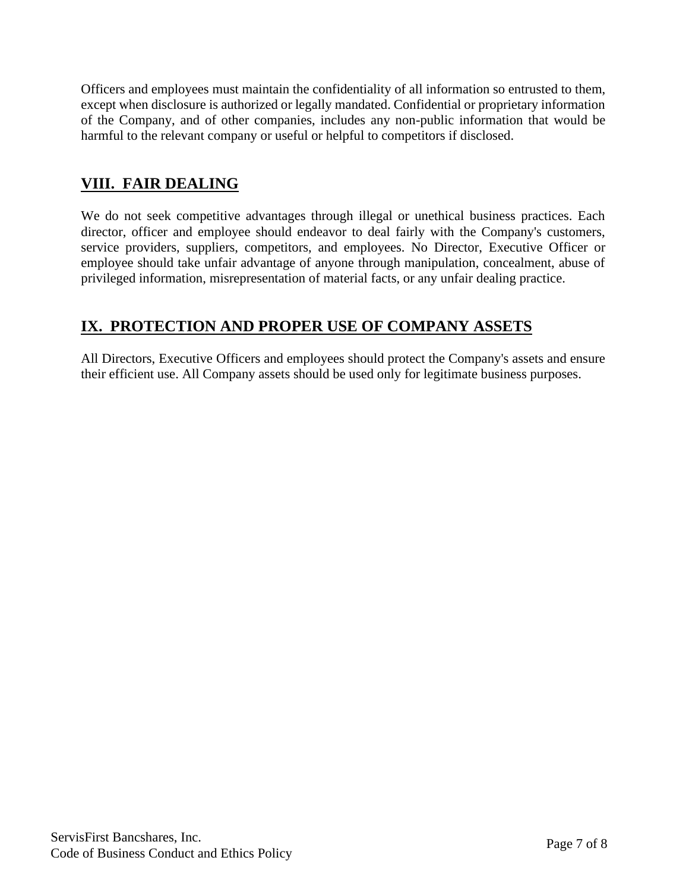Officers and employees must maintain the confidentiality of all information so entrusted to them, except when disclosure is authorized or legally mandated. Confidential or proprietary information of the Company, and of other companies, includes any non-public information that would be harmful to the relevant company or useful or helpful to competitors if disclosed.

## VIII. FAIR DEALING

We do not seek competitive advantages through illegal or unethical business practices. Each director, officer and employee should endeavor to deal fairly with the Company's customers, service providers, suppliers, competitors, and employees. No Director, Executive Officer or employee should take unfair advantage of anyone through manipulation, concealment, abuse of privileged information, misrepresentation of material facts, or any unfair dealing practice.

## IX. PROTECTION AND PROPER USE OF COMPANY ASSETS

All Directors, Executive Officers and employees should protect the Company's assets and ensure their efficient use. All Company assets should be used only for legitimate business purposes.